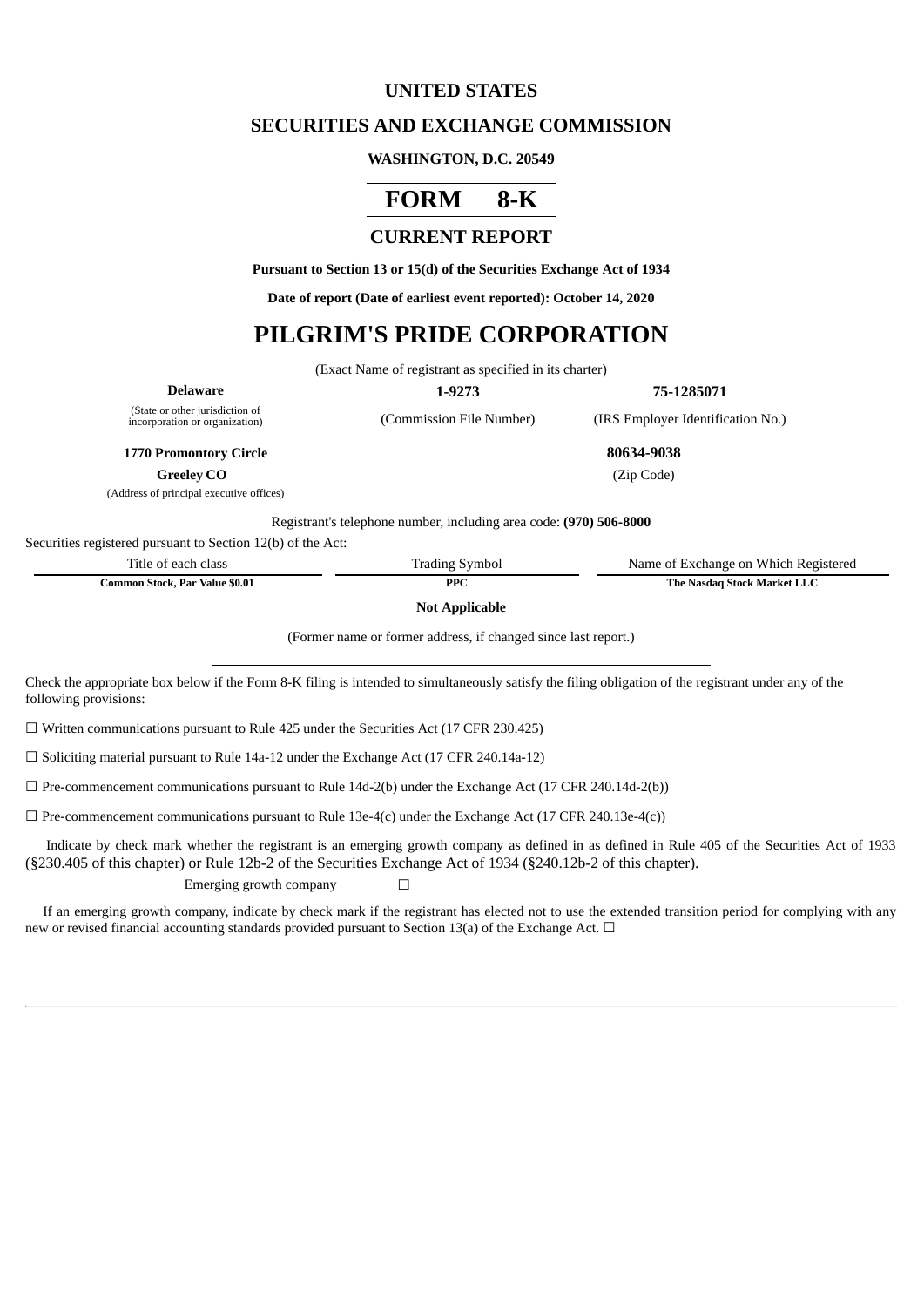# UNITED STATES

## SECURITIES AND EXCHANGE COMMISSION

**WASHINGTON, D.C. 20549**

# FORM 8-K

## CURRENT REPORT

**Pursuant to Section 13 or 15(d) of the Securities Exchange Act of 1934**

**Date of report (Date of earliest event reported): October 14, 2020**

# PILGRIM'S PRIDE CORPORATION

(Exact Name of registrant as specified in its charter)

| **Delaware** | **1-9273** | **75-1285071** |
|---|---|---|
| (State or other jurisdiction of incorporation or organization) | (Commission File Number) | (IRS Employer Identification No.) |

**1770 Promontory Circle**
**Greeley CO**
(Address of principal executive offices)

**80634-9038**
(Zip Code)

Registrant's telephone number, including area code: **(970) 506-8000**

Securities registered pursuant to Section 12(b) of the Act:

| Title of each class | Trading Symbol | Name of Exchange on Which Registered |
|---|---|---|
| **Common Stock, Par Value $0.01** | **PPC** | **The Nasdaq Stock Market LLC** |

**Not Applicable**

(Former name or former address, if changed since last report.)

Check the appropriate box below if the Form 8-K filing is intended to simultaneously satisfy the filing obligation of the registrant under any of the following provisions:

☐ Written communications pursuant to Rule 425 under the Securities Act (17 CFR 230.425)

☐ Soliciting material pursuant to Rule 14a-12 under the Exchange Act (17 CFR 240.14a-12)

☐ Pre-commencement communications pursuant to Rule 14d-2(b) under the Exchange Act (17 CFR 240.14d-2(b))

☐ Pre-commencement communications pursuant to Rule 13e-4(c) under the Exchange Act (17 CFR 240.13e-4(c))

Indicate by check mark whether the registrant is an emerging growth company as defined in as defined in Rule 405 of the Securities Act of 1933 (§230.405 of this chapter) or Rule 12b-2 of the Securities Exchange Act of 1934 (§240.12b-2 of this chapter).

Emerging growth company ☐

If an emerging growth company, indicate by check mark if the registrant has elected not to use the extended transition period for complying with any new or revised financial accounting standards provided pursuant to Section 13(a) of the Exchange Act. ☐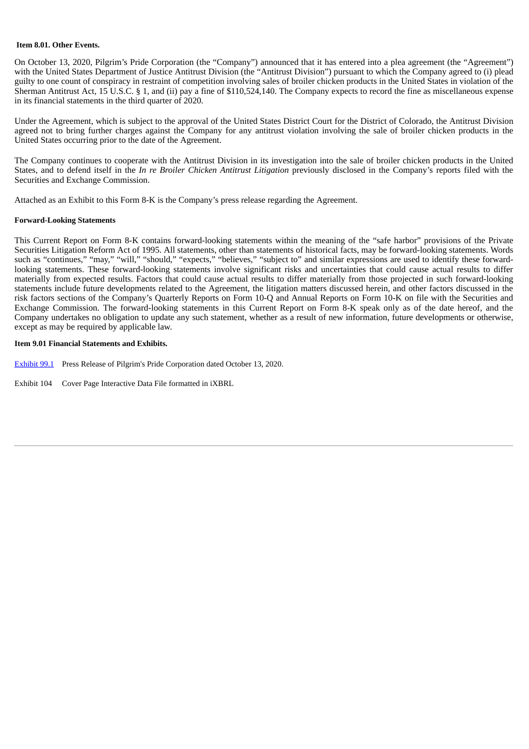**Item 8.01. Other Events.**

On October 13, 2020, Pilgrim's Pride Corporation (the "Company") announced that it has entered into a plea agreement (the "Agreement") with the United States Department of Justice Antitrust Division (the "Antitrust Division") pursuant to which the Company agreed to (i) plead guilty to one count of conspiracy in restraint of competition involving sales of broiler chicken products in the United States in violation of the Sherman Antitrust Act, 15 U.S.C. § 1, and (ii) pay a fine of $110,524,140. The Company expects to record the fine as miscellaneous expense in its financial statements in the third quarter of 2020.

Under the Agreement, which is subject to the approval of the United States District Court for the District of Colorado, the Antitrust Division agreed not to bring further charges against the Company for any antitrust violation involving the sale of broiler chicken products in the United States occurring prior to the date of the Agreement.

The Company continues to cooperate with the Antitrust Division in its investigation into the sale of broiler chicken products in the United States, and to defend itself in the *In re Broiler Chicken Antitrust Litigation* previously disclosed in the Company's reports filed with the Securities and Exchange Commission.

Attached as an Exhibit to this Form 8-K is the Company's press release regarding the Agreement.

**Forward-Looking Statements**

This Current Report on Form 8-K contains forward-looking statements within the meaning of the "safe harbor" provisions of the Private Securities Litigation Reform Act of 1995. All statements, other than statements of historical facts, may be forward-looking statements. Words such as "continues," "may," "will," "should," "expects," "believes," "subject to" and similar expressions are used to identify these forward-looking statements. These forward-looking statements involve significant risks and uncertainties that could cause actual results to differ materially from expected results. Factors that could cause actual results to differ materially from those projected in such forward-looking statements include future developments related to the Agreement, the litigation matters discussed herein, and other factors discussed in the risk factors sections of the Company's Quarterly Reports on Form 10-Q and Annual Reports on Form 10-K on file with the Securities and Exchange Commission. The forward-looking statements in this Current Report on Form 8-K speak only as of the date hereof, and the Company undertakes no obligation to update any such statement, whether as a result of new information, future developments or otherwise, except as may be required by applicable law.

**Item 9.01 Financial Statements and Exhibits.**

Exhibit 99.1 Press Release of Pilgrim's Pride Corporation dated October 13, 2020.

Exhibit 104 Cover Page Interactive Data File formatted in iXBRL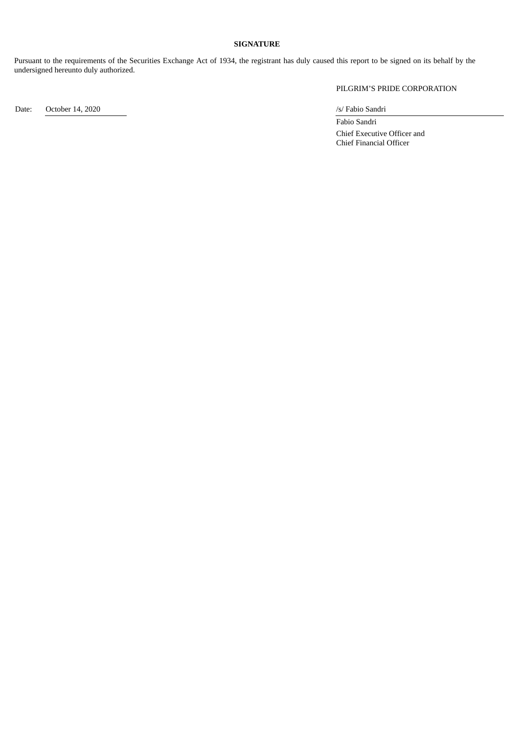**SIGNATURE**

Pursuant to the requirements of the Securities Exchange Act of 1934, the registrant has duly caused this report to be signed on its behalf by the undersigned hereunto duly authorized.

PILGRIM'S PRIDE CORPORATION

Date: October 14, 2020

/s/ Fabio Sandri

Fabio Sandri

Chief Executive Officer and
Chief Financial Officer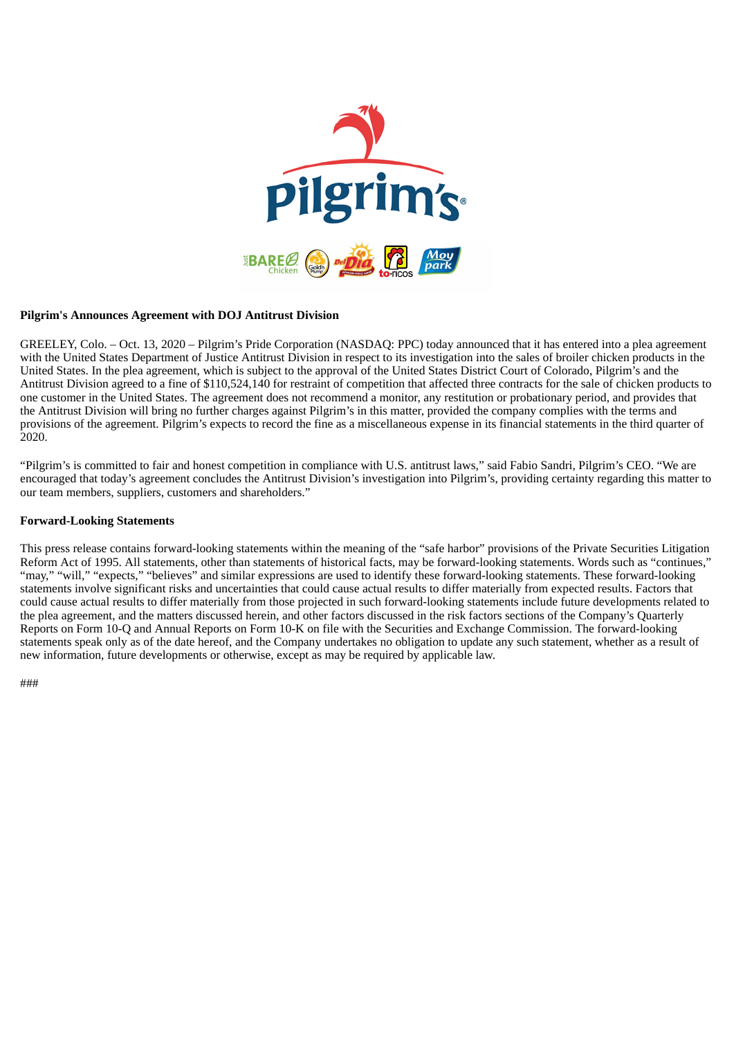**Pilgrim's Announces Agreement with DOJ Antitrust Division**

GREELEY, Colo. – Oct. 13, 2020 – Pilgrim's Pride Corporation (NASDAQ: PPC) today announced that it has entered into a plea agreement with the United States Department of Justice Antitrust Division in respect to its investigation into the sales of broiler chicken products in the United States. In the plea agreement, which is subject to the approval of the United States District Court of Colorado, Pilgrim's and the Antitrust Division agreed to a fine of $110,524,140 for restraint of competition that affected three contracts for the sale of chicken products to one customer in the United States. The agreement does not recommend a monitor, any restitution or probationary period, and provides that the Antitrust Division will bring no further charges against Pilgrim's in this matter, provided the company complies with the terms and provisions of the agreement. Pilgrim's expects to record the fine as a miscellaneous expense in its financial statements in the third quarter of 2020.

"Pilgrim's is committed to fair and honest competition in compliance with U.S. antitrust laws," said Fabio Sandri, Pilgrim's CEO. "We are encouraged that today's agreement concludes the Antitrust Division's investigation into Pilgrim's, providing certainty regarding this matter to our team members, suppliers, customers and shareholders."

**Forward-Looking Statements**

This press release contains forward-looking statements within the meaning of the "safe harbor" provisions of the Private Securities Litigation Reform Act of 1995. All statements, other than statements of historical facts, may be forward-looking statements. Words such as "continues," "may," "will," "expects," "believes" and similar expressions are used to identify these forward-looking statements. These forward-looking statements involve significant risks and uncertainties that could cause actual results to differ materially from expected results. Factors that could cause actual results to differ materially from those projected in such forward-looking statements include future developments related to the plea agreement, and the matters discussed herein, and other factors discussed in the risk factors sections of the Company's Quarterly Reports on Form 10-Q and Annual Reports on Form 10-K on file with the Securities and Exchange Commission. The forward-looking statements speak only as of the date hereof, and the Company undertakes no obligation to update any such statement, whether as a result of new information, future developments or otherwise, except as may be required by applicable law.

###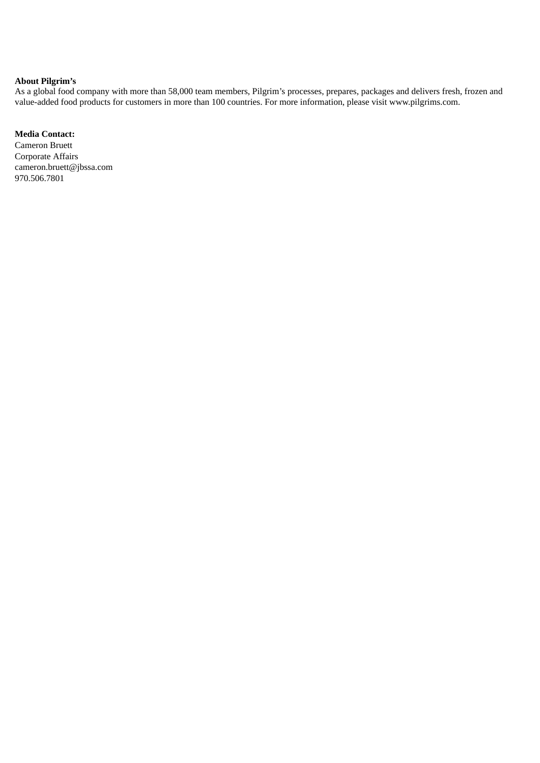**About Pilgrim's**
As a global food company with more than 58,000 team members, Pilgrim's processes, prepares, packages and delivers fresh, frozen and value-added food products for customers in more than 100 countries. For more information, please visit www.pilgrims.com.

**Media Contact:**
Cameron Bruett
Corporate Affairs
cameron.bruett@jbssa.com
970.506.7801